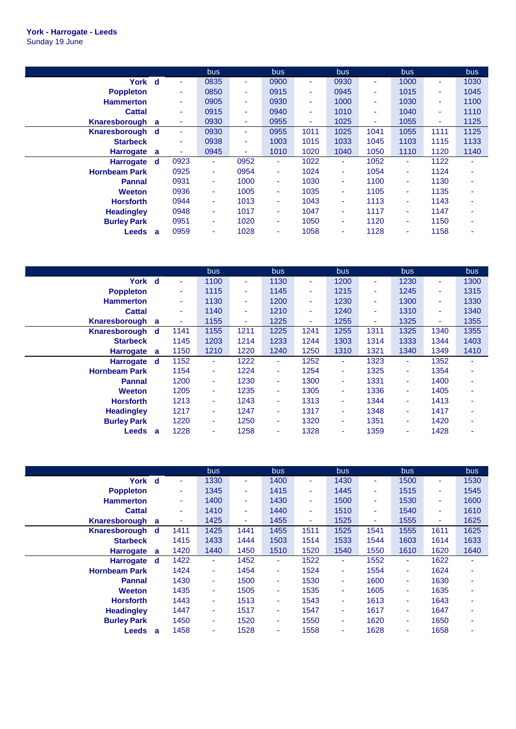**York - Harrogate - Leeds**
Sunday 19 June

| | | | bus | | bus | | bus | | bus | | bus |
|---|---|---|---|---|---|---|---|---|---|---|---|
| York | d | - | 0835 | - | 0900 | - | 0930 | - | 1000 | - | 1030 |
| Poppleton | | - | 0850 | - | 0915 | - | 0945 | - | 1015 | - | 1045 |
| Hammerton | | - | 0905 | - | 0930 | - | 1000 | - | 1030 | - | 1100 |
| Cattal | | - | 0915 | - | 0940 | - | 1010 | - | 1040 | - | 1110 |
| Knaresborough | a | - | 0930 | - | 0955 | - | 1025 | - | 1055 | - | 1125 |
| Knaresborough | d | - | 0930 | - | 0955 | 1011 | 1025 | 1041 | 1055 | 1111 | 1125 |
| Starbeck | | - | 0938 | - | 1003 | 1015 | 1033 | 1045 | 1103 | 1115 | 1133 |
| Harrogate | a | - | 0945 | - | 1010 | 1020 | 1040 | 1050 | 1110 | 1120 | 1140 |
| Harrogate | d | 0923 | - | 0952 | - | 1022 | - | 1052 | - | 1122 | - |
| Hornbeam Park | | 0925 | - | 0954 | - | 1024 | - | 1054 | - | 1124 | - |
| Pannal | | 0931 | - | 1000 | - | 1030 | - | 1100 | - | 1130 | - |
| Weeton | | 0936 | - | 1005 | - | 1035 | - | 1105 | - | 1135 | - |
| Horsforth | | 0944 | - | 1013 | - | 1043 | - | 1113 | - | 1143 | - |
| Headingley | | 0948 | - | 1017 | - | 1047 | - | 1117 | - | 1147 | - |
| Burley Park | | 0951 | - | 1020 | - | 1050 | - | 1120 | - | 1150 | - |
| Leeds | a | 0959 | - | 1028 | - | 1058 | - | 1128 | - | 1158 | - |

| | | | bus | | bus | | bus | | bus | | bus |
|---|---|---|---|---|---|---|---|---|---|---|---|
| York | d | - | 1100 | - | 1130 | - | 1200 | - | 1230 | - | 1300 |
| Poppleton | | - | 1115 | - | 1145 | - | 1215 | - | 1245 | - | 1315 |
| Hammerton | | - | 1130 | - | 1200 | - | 1230 | - | 1300 | - | 1330 |
| Cattal | | - | 1140 | - | 1210 | - | 1240 | - | 1310 | - | 1340 |
| Knaresborough | a | - | 1155 | - | 1225 | - | 1255 | - | 1325 | - | 1355 |
| Knaresborough | d | 1141 | 1155 | 1211 | 1225 | 1241 | 1255 | 1311 | 1325 | 1340 | 1355 |
| Starbeck | | 1145 | 1203 | 1214 | 1233 | 1244 | 1303 | 1314 | 1333 | 1344 | 1403 |
| Harrogate | a | 1150 | 1210 | 1220 | 1240 | 1250 | 1310 | 1321 | 1340 | 1349 | 1410 |
| Harrogate | d | 1152 | - | 1222 | - | 1252 | - | 1323 | - | 1352 | - |
| Hornbeam Park | | 1154 | - | 1224 | - | 1254 | - | 1325 | - | 1354 | - |
| Pannal | | 1200 | - | 1230 | - | 1300 | - | 1331 | - | 1400 | - |
| Weeton | | 1205 | - | 1235 | - | 1305 | - | 1336 | - | 1405 | - |
| Horsforth | | 1213 | - | 1243 | - | 1313 | - | 1344 | - | 1413 | - |
| Headingley | | 1217 | - | 1247 | - | 1317 | - | 1348 | - | 1417 | - |
| Burley Park | | 1220 | - | 1250 | - | 1320 | - | 1351 | - | 1420 | - |
| Leeds | a | 1228 | - | 1258 | - | 1328 | - | 1359 | - | 1428 | - |

| | | | bus | | bus | | bus | | bus | | bus |
|---|---|---|---|---|---|---|---|---|---|---|---|
| York | d | - | 1330 | - | 1400 | - | 1430 | - | 1500 | - | 1530 |
| Poppleton | | - | 1345 | - | 1415 | - | 1445 | - | 1515 | - | 1545 |
| Hammerton | | - | 1400 | - | 1430 | - | 1500 | - | 1530 | - | 1600 |
| Cattal | | - | 1410 | - | 1440 | - | 1510 | - | 1540 | - | 1610 |
| Knaresborough | a | - | 1425 | - | 1455 | - | 1525 | - | 1555 | - | 1625 |
| Knaresborough | d | 1411 | 1425 | 1441 | 1455 | 1511 | 1525 | 1541 | 1555 | 1611 | 1625 |
| Starbeck | | 1415 | 1433 | 1444 | 1503 | 1514 | 1533 | 1544 | 1603 | 1614 | 1633 |
| Harrogate | a | 1420 | 1440 | 1450 | 1510 | 1520 | 1540 | 1550 | 1610 | 1620 | 1640 |
| Harrogate | d | 1422 | - | 1452 | - | 1522 | - | 1552 | - | 1622 | - |
| Hornbeam Park | | 1424 | - | 1454 | - | 1524 | - | 1554 | - | 1624 | - |
| Pannal | | 1430 | - | 1500 | - | 1530 | - | 1600 | - | 1630 | - |
| Weeton | | 1435 | - | 1505 | - | 1535 | - | 1605 | - | 1635 | - |
| Horsforth | | 1443 | - | 1513 | - | 1543 | - | 1613 | - | 1643 | - |
| Headingley | | 1447 | - | 1517 | - | 1547 | - | 1617 | - | 1647 | - |
| Burley Park | | 1450 | - | 1520 | - | 1550 | - | 1620 | - | 1650 | - |
| Leeds | a | 1458 | - | 1528 | - | 1558 | - | 1628 | - | 1658 | - |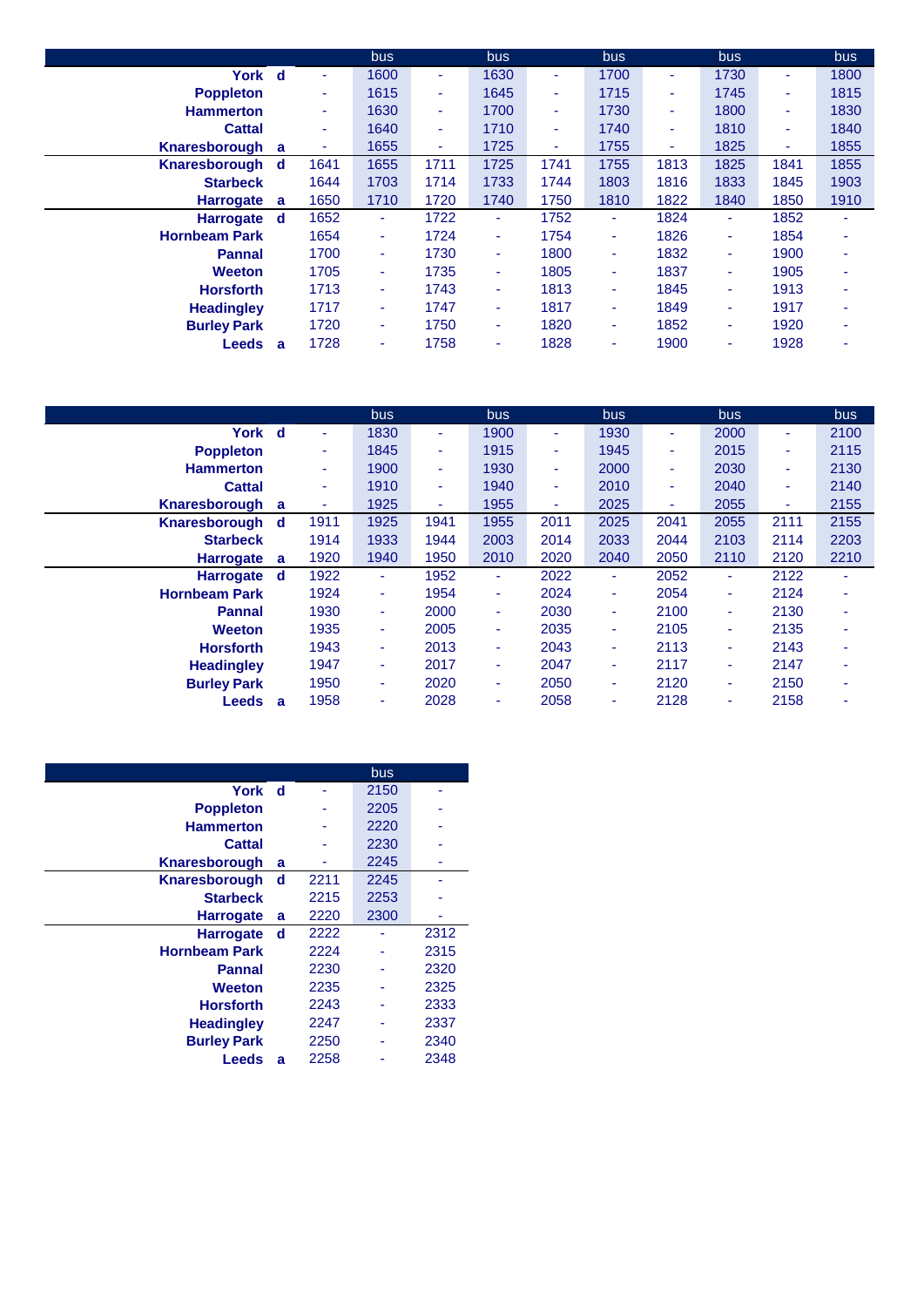| | | | bus | | bus | | bus | | bus | | bus |
|---|---|---|---|---|---|---|---|---|---|---|---|
| York | d | - | 1600 | - | 1630 | - | 1700 | - | 1730 | - | 1800 |
| Poppleton | | - | 1615 | - | 1645 | - | 1715 | - | 1745 | - | 1815 |
| Hammerton | | - | 1630 | - | 1700 | - | 1730 | - | 1800 | - | 1830 |
| Cattal | | - | 1640 | - | 1710 | - | 1740 | - | 1810 | - | 1840 |
| Knaresborough | a | - | 1655 | - | 1725 | - | 1755 | - | 1825 | - | 1855 |
| Knaresborough | d | 1641 | 1655 | 1711 | 1725 | 1741 | 1755 | 1813 | 1825 | 1841 | 1855 |
| Starbeck | | 1644 | 1703 | 1714 | 1733 | 1744 | 1803 | 1816 | 1833 | 1845 | 1903 |
| Harrogate | a | 1650 | 1710 | 1720 | 1740 | 1750 | 1810 | 1822 | 1840 | 1850 | 1910 |
| Harrogate | d | 1652 | - | 1722 | - | 1752 | - | 1824 | - | 1852 | - |
| Hornbeam Park | | 1654 | - | 1724 | - | 1754 | - | 1826 | - | 1854 | - |
| Pannal | | 1700 | - | 1730 | - | 1800 | - | 1832 | - | 1900 | - |
| Weeton | | 1705 | - | 1735 | - | 1805 | - | 1837 | - | 1905 | - |
| Horsforth | | 1713 | - | 1743 | - | 1813 | - | 1845 | - | 1913 | - |
| Headingley | | 1717 | - | 1747 | - | 1817 | - | 1849 | - | 1917 | - |
| Burley Park | | 1720 | - | 1750 | - | 1820 | - | 1852 | - | 1920 | - |
| Leeds | a | 1728 | - | 1758 | - | 1828 | - | 1900 | - | 1928 | - |

| | | | bus | | bus | | bus | | bus | | bus |
|---|---|---|---|---|---|---|---|---|---|---|---|
| York | d | - | 1830 | - | 1900 | - | 1930 | - | 2000 | - | 2100 |
| Poppleton | | - | 1845 | - | 1915 | - | 1945 | - | 2015 | - | 2115 |
| Hammerton | | - | 1900 | - | 1930 | - | 2000 | - | 2030 | - | 2130 |
| Cattal | | - | 1910 | - | 1940 | - | 2010 | - | 2040 | - | 2140 |
| Knaresborough | a | - | 1925 | - | 1955 | - | 2025 | - | 2055 | - | 2155 |
| Knaresborough | d | 1911 | 1925 | 1941 | 1955 | 2011 | 2025 | 2041 | 2055 | 2111 | 2155 |
| Starbeck | | 1914 | 1933 | 1944 | 2003 | 2014 | 2033 | 2044 | 2103 | 2114 | 2203 |
| Harrogate | a | 1920 | 1940 | 1950 | 2010 | 2020 | 2040 | 2050 | 2110 | 2120 | 2210 |
| Harrogate | d | 1922 | - | 1952 | - | 2022 | - | 2052 | - | 2122 | - |
| Hornbeam Park | | 1924 | - | 1954 | - | 2024 | - | 2054 | - | 2124 | - |
| Pannal | | 1930 | - | 2000 | - | 2030 | - | 2100 | - | 2130 | - |
| Weeton | | 1935 | - | 2005 | - | 2035 | - | 2105 | - | 2135 | - |
| Horsforth | | 1943 | - | 2013 | - | 2043 | - | 2113 | - | 2143 | - |
| Headingley | | 1947 | - | 2017 | - | 2047 | - | 2117 | - | 2147 | - |
| Burley Park | | 1950 | - | 2020 | - | 2050 | - | 2120 | - | 2150 | - |
| Leeds | a | 1958 | - | 2028 | - | 2058 | - | 2128 | - | 2158 | - |

| | | | bus | |
|---|---|---|---|---|
| York | d | - | 2150 | - |
| Poppleton | | - | 2205 | - |
| Hammerton | | - | 2220 | - |
| Cattal | | - | 2230 | - |
| Knaresborough | a | - | 2245 | - |
| Knaresborough | d | 2211 | 2245 | - |
| Starbeck | | 2215 | 2253 | - |
| Harrogate | a | 2220 | 2300 | - |
| Harrogate | d | 2222 | - | 2312 |
| Hornbeam Park | | 2224 | - | 2315 |
| Pannal | | 2230 | - | 2320 |
| Weeton | | 2235 | - | 2325 |
| Horsforth | | 2243 | - | 2333 |
| Headingley | | 2247 | - | 2337 |
| Burley Park | | 2250 | - | 2340 |
| Leeds | a | 2258 | - | 2348 |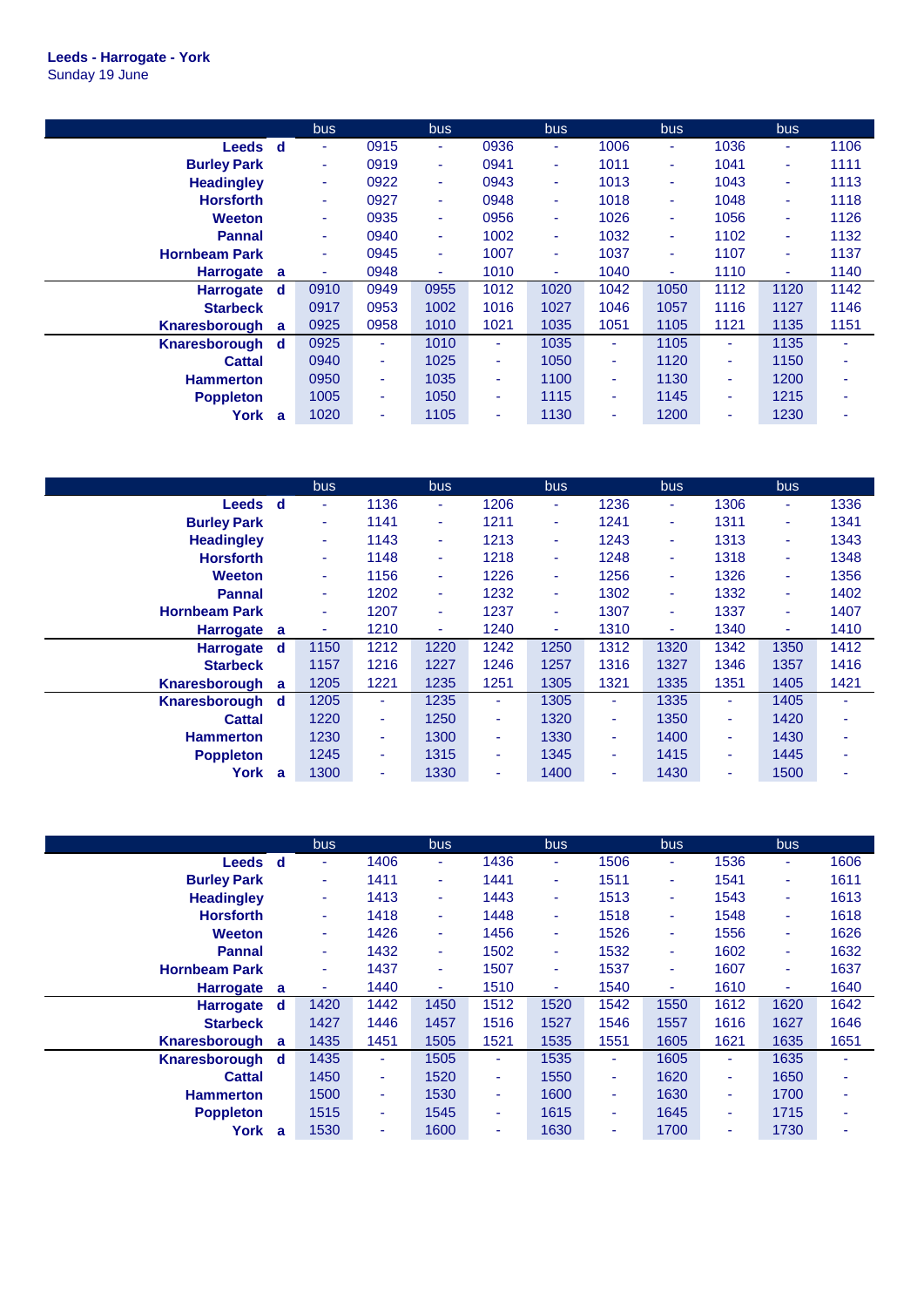**Leeds - Harrogate - York**
Sunday 19 June

| | | bus | | bus | | bus | | bus | | bus | |
|---|---|---|---|---|---|---|---|---|---|---|---|
| **Leeds** | **d** | - | 0915 | - | 0936 | - | 1006 | - | 1036 | - | 1106 |
| **Burley Park** | | - | 0919 | - | 0941 | - | 1011 | - | 1041 | - | 1111 |
| **Headingley** | | - | 0922 | - | 0943 | - | 1013 | - | 1043 | - | 1113 |
| **Horsforth** | | - | 0927 | - | 0948 | - | 1018 | - | 1048 | - | 1118 |
| **Weeton** | | - | 0935 | - | 0956 | - | 1026 | - | 1056 | - | 1126 |
| **Pannal** | | - | 0940 | - | 1002 | - | 1032 | - | 1102 | - | 1132 |
| **Hornbeam Park** | | - | 0945 | - | 1007 | - | 1037 | - | 1107 | - | 1137 |
| **Harrogate** | **a** | - | 0948 | - | 1010 | - | 1040 | - | 1110 | - | 1140 |
| **Harrogate** | **d** | 0910 | 0949 | 0955 | 1012 | 1020 | 1042 | 1050 | 1112 | 1120 | 1142 |
| **Starbeck** | | 0917 | 0953 | 1002 | 1016 | 1027 | 1046 | 1057 | 1116 | 1127 | 1146 |
| **Knaresborough** | **a** | 0925 | 0958 | 1010 | 1021 | 1035 | 1051 | 1105 | 1121 | 1135 | 1151 |
| **Knaresborough** | **d** | 0925 | - | 1010 | - | 1035 | - | 1105 | - | 1135 | - |
| **Cattal** | | 0940 | - | 1025 | - | 1050 | - | 1120 | - | 1150 | - |
| **Hammerton** | | 0950 | - | 1035 | - | 1100 | - | 1130 | - | 1200 | - |
| **Poppleton** | | 1005 | - | 1050 | - | 1115 | - | 1145 | - | 1215 | - |
| **York** | **a** | 1020 | - | 1105 | - | 1130 | - | 1200 | - | 1230 | - |

| | | bus | | bus | | bus | | bus | | bus | |
|---|---|---|---|---|---|---|---|---|---|---|---|
| **Leeds** | **d** | - | 1136 | - | 1206 | - | 1236 | - | 1306 | - | 1336 |
| **Burley Park** | | - | 1141 | - | 1211 | - | 1241 | - | 1311 | - | 1341 |
| **Headingley** | | - | 1143 | - | 1213 | - | 1243 | - | 1313 | - | 1343 |
| **Horsforth** | | - | 1148 | - | 1218 | - | 1248 | - | 1318 | - | 1348 |
| **Weeton** | | - | 1156 | - | 1226 | - | 1256 | - | 1326 | - | 1356 |
| **Pannal** | | - | 1202 | - | 1232 | - | 1302 | - | 1332 | - | 1402 |
| **Hornbeam Park** | | - | 1207 | - | 1237 | - | 1307 | - | 1337 | - | 1407 |
| **Harrogate** | **a** | - | 1210 | - | 1240 | - | 1310 | - | 1340 | - | 1410 |
| **Harrogate** | **d** | 1150 | 1212 | 1220 | 1242 | 1250 | 1312 | 1320 | 1342 | 1350 | 1412 |
| **Starbeck** | | 1157 | 1216 | 1227 | 1246 | 1257 | 1316 | 1327 | 1346 | 1357 | 1416 |
| **Knaresborough** | **a** | 1205 | 1221 | 1235 | 1251 | 1305 | 1321 | 1335 | 1351 | 1405 | 1421 |
| **Knaresborough** | **d** | 1205 | - | 1235 | - | 1305 | - | 1335 | - | 1405 | - |
| **Cattal** | | 1220 | - | 1250 | - | 1320 | - | 1350 | - | 1420 | - |
| **Hammerton** | | 1230 | - | 1300 | - | 1330 | - | 1400 | - | 1430 | - |
| **Poppleton** | | 1245 | - | 1315 | - | 1345 | - | 1415 | - | 1445 | - |
| **York** | **a** | 1300 | - | 1330 | - | 1400 | - | 1430 | - | 1500 | - |

| | | bus | | bus | | bus | | bus | | bus | |
|---|---|---|---|---|---|---|---|---|---|---|---|
| **Leeds** | **d** | - | 1406 | - | 1436 | - | 1506 | - | 1536 | - | 1606 |
| **Burley Park** | | - | 1411 | - | 1441 | - | 1511 | - | 1541 | - | 1611 |
| **Headingley** | | - | 1413 | - | 1443 | - | 1513 | - | 1543 | - | 1613 |
| **Horsforth** | | - | 1418 | - | 1448 | - | 1518 | - | 1548 | - | 1618 |
| **Weeton** | | - | 1426 | - | 1456 | - | 1526 | - | 1556 | - | 1626 |
| **Pannal** | | - | 1432 | - | 1502 | - | 1532 | - | 1602 | - | 1632 |
| **Hornbeam Park** | | - | 1437 | - | 1507 | - | 1537 | - | 1607 | - | 1637 |
| **Harrogate** | **a** | - | 1440 | - | 1510 | - | 1540 | - | 1610 | - | 1640 |
| **Harrogate** | **d** | 1420 | 1442 | 1450 | 1512 | 1520 | 1542 | 1550 | 1612 | 1620 | 1642 |
| **Starbeck** | | 1427 | 1446 | 1457 | 1516 | 1527 | 1546 | 1557 | 1616 | 1627 | 1646 |
| **Knaresborough** | **a** | 1435 | 1451 | 1505 | 1521 | 1535 | 1551 | 1605 | 1621 | 1635 | 1651 |
| **Knaresborough** | **d** | 1435 | - | 1505 | - | 1535 | - | 1605 | - | 1635 | - |
| **Cattal** | | 1450 | - | 1520 | - | 1550 | - | 1620 | - | 1650 | - |
| **Hammerton** | | 1500 | - | 1530 | - | 1600 | - | 1630 | - | 1700 | - |
| **Poppleton** | | 1515 | - | 1545 | - | 1615 | - | 1645 | - | 1715 | - |
| **York** | **a** | 1530 | - | 1600 | - | 1630 | - | 1700 | - | 1730 | - |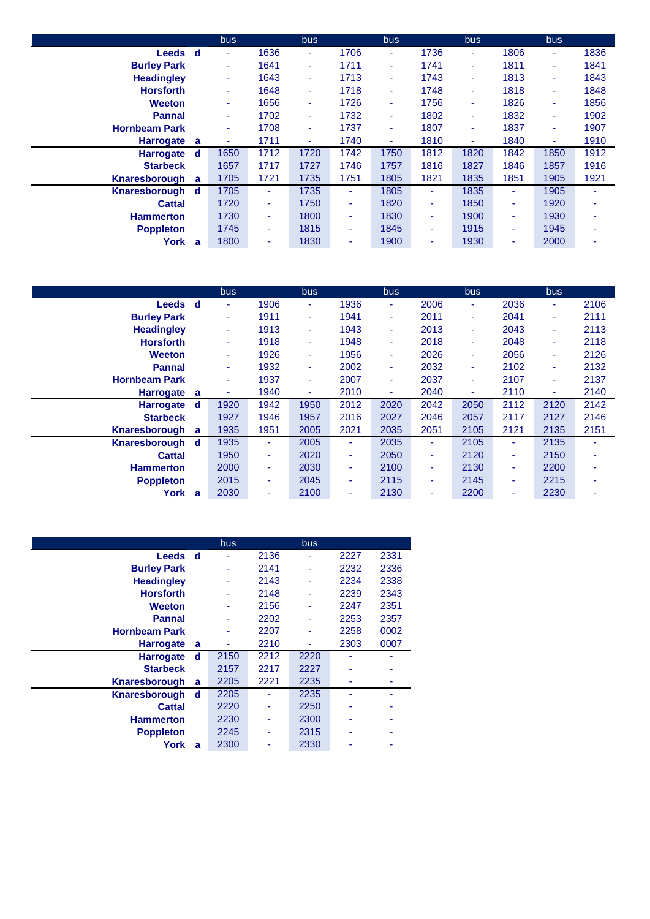| | | bus | | bus | | bus | | bus | | bus | |
|---|---|---|---|---|---|---|---|---|---|---|---|
| **Leeds** | **d** | - | 1636 | - | 1706 | - | 1736 | - | 1806 | - | 1836 |
| **Burley Park** | | - | 1641 | - | 1711 | - | 1741 | - | 1811 | - | 1841 |
| **Headingley** | | - | 1643 | - | 1713 | - | 1743 | - | 1813 | - | 1843 |
| **Horsforth** | | - | 1648 | - | 1718 | - | 1748 | - | 1818 | - | 1848 |
| **Weeton** | | - | 1656 | - | 1726 | - | 1756 | - | 1826 | - | 1856 |
| **Pannal** | | - | 1702 | - | 1732 | - | 1802 | - | 1832 | - | 1902 |
| **Hornbeam Park** | | - | 1708 | - | 1737 | - | 1807 | - | 1837 | - | 1907 |
| **Harrogate** | **a** | - | 1711 | - | 1740 | - | 1810 | - | 1840 | - | 1910 |
| **Harrogate** | **d** | 1650 | 1712 | 1720 | 1742 | 1750 | 1812 | 1820 | 1842 | 1850 | 1912 |
| **Starbeck** | | 1657 | 1717 | 1727 | 1746 | 1757 | 1816 | 1827 | 1846 | 1857 | 1916 |
| **Knaresborough** | **a** | 1705 | 1721 | 1735 | 1751 | 1805 | 1821 | 1835 | 1851 | 1905 | 1921 |
| **Knaresborough** | **d** | 1705 | - | 1735 | - | 1805 | - | 1835 | - | 1905 | - |
| **Cattal** | | 1720 | - | 1750 | - | 1820 | - | 1850 | - | 1920 | - |
| **Hammerton** | | 1730 | - | 1800 | - | 1830 | - | 1900 | - | 1930 | - |
| **Poppleton** | | 1745 | - | 1815 | - | 1845 | - | 1915 | - | 1945 | - |
| **York** | **a** | 1800 | - | 1830 | - | 1900 | - | 1930 | - | 2000 | - |

| | | bus | | bus | | bus | | bus | | bus | |
|---|---|---|---|---|---|---|---|---|---|---|---|
| **Leeds** | **d** | - | 1906 | - | 1936 | - | 2006 | - | 2036 | - | 2106 |
| **Burley Park** | | - | 1911 | - | 1941 | - | 2011 | - | 2041 | - | 2111 |
| **Headingley** | | - | 1913 | - | 1943 | - | 2013 | - | 2043 | - | 2113 |
| **Horsforth** | | - | 1918 | - | 1948 | - | 2018 | - | 2048 | - | 2118 |
| **Weeton** | | - | 1926 | - | 1956 | - | 2026 | - | 2056 | - | 2126 |
| **Pannal** | | - | 1932 | - | 2002 | - | 2032 | - | 2102 | - | 2132 |
| **Hornbeam Park** | | - | 1937 | - | 2007 | - | 2037 | - | 2107 | - | 2137 |
| **Harrogate** | **a** | - | 1940 | - | 2010 | - | 2040 | - | 2110 | - | 2140 |
| **Harrogate** | **d** | 1920 | 1942 | 1950 | 2012 | 2020 | 2042 | 2050 | 2112 | 2120 | 2142 |
| **Starbeck** | | 1927 | 1946 | 1957 | 2016 | 2027 | 2046 | 2057 | 2117 | 2127 | 2146 |
| **Knaresborough** | **a** | 1935 | 1951 | 2005 | 2021 | 2035 | 2051 | 2105 | 2121 | 2135 | 2151 |
| **Knaresborough** | **d** | 1935 | - | 2005 | - | 2035 | - | 2105 | - | 2135 | - |
| **Cattal** | | 1950 | - | 2020 | - | 2050 | - | 2120 | - | 2150 | - |
| **Hammerton** | | 2000 | - | 2030 | - | 2100 | - | 2130 | - | 2200 | - |
| **Poppleton** | | 2015 | - | 2045 | - | 2115 | - | 2145 | - | 2215 | - |
| **York** | **a** | 2030 | - | 2100 | - | 2130 | - | 2200 | - | 2230 | - |

| | | bus | | bus | | |
|---|---|---|---|---|---|---|
| **Leeds** | **d** | - | 2136 | - | 2227 | 2331 |
| **Burley Park** | | - | 2141 | - | 2232 | 2336 |
| **Headingley** | | - | 2143 | - | 2234 | 2338 |
| **Horsforth** | | - | 2148 | - | 2239 | 2343 |
| **Weeton** | | - | 2156 | - | 2247 | 2351 |
| **Pannal** | | - | 2202 | - | 2253 | 2357 |
| **Hornbeam Park** | | - | 2207 | - | 2258 | 0002 |
| **Harrogate** | **a** | - | 2210 | - | 2303 | 0007 |
| **Harrogate** | **d** | 2150 | 2212 | 2220 | - | - |
| **Starbeck** | | 2157 | 2217 | 2227 | - | - |
| **Knaresborough** | **a** | 2205 | 2221 | 2235 | - | - |
| **Knaresborough** | **d** | 2205 | - | 2235 | - | - |
| **Cattal** | | 2220 | - | 2250 | - | - |
| **Hammerton** | | 2230 | - | 2300 | - | - |
| **Poppleton** | | 2245 | - | 2315 | - | - |
| **York** | **a** | 2300 | - | 2330 | - | - |